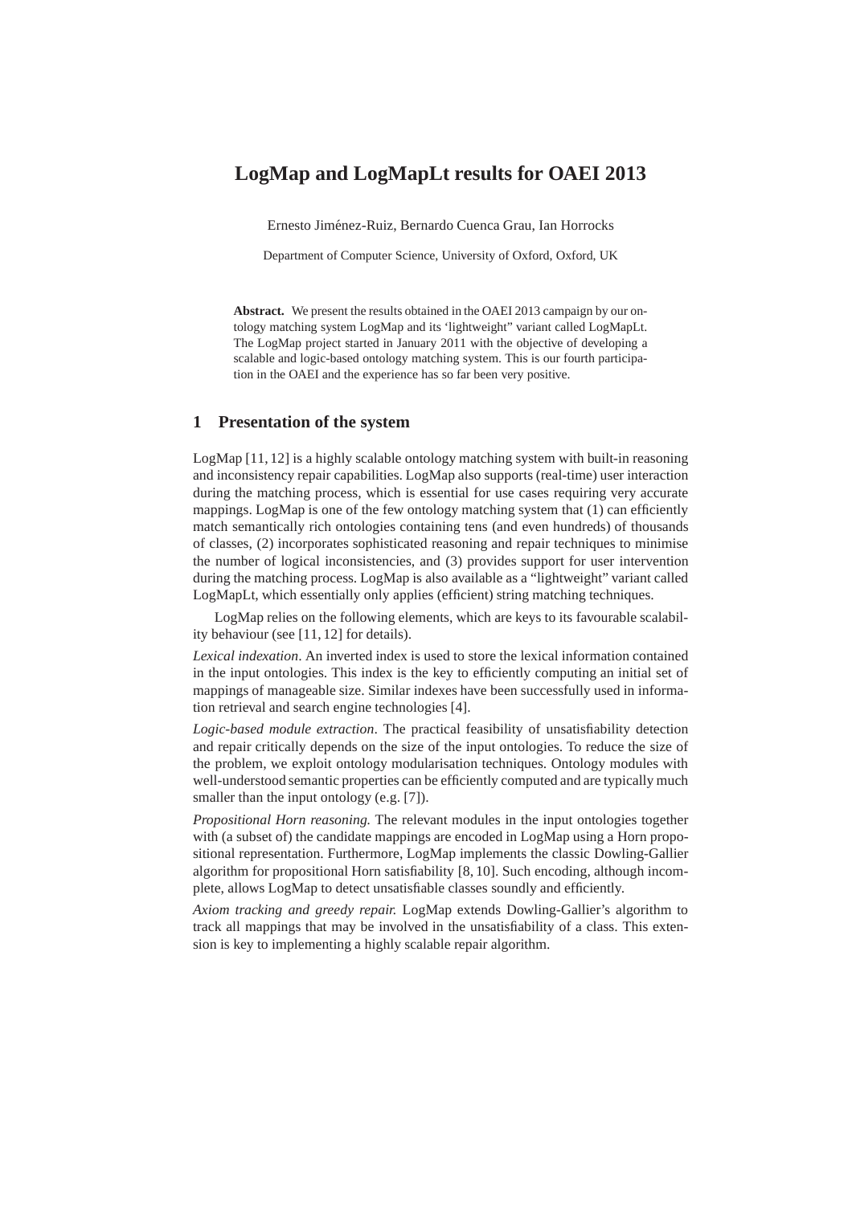# LogMap and LogMapLt results for OAEI 2013

Ernesto Jiménez-Ruiz, Bernardo Cuenca Grau, Ian Horrocks

Department of Computer Science, University of Oxford, Oxford, UK

**Abstract.** We present the results obtained in the OAEI 2013 campaign by our ontology matching system LogMap and its 'lightweight" variant called LogMapLt. The LogMap project started in January 2011 with the objective of developing a scalable and logic-based ontology matching system. This is our fourth participation in the OAEI and the experience has so far been very positive.

## 1 Presentation of the system

LogMap [11, 12] is a highly scalable ontology matching system with built-in reasoning and inconsistency repair capabilities. LogMap also supports (real-time) user interaction during the matching process, which is essential for use cases requiring very accurate mappings. LogMap is one of the few ontology matching system that (1) can efficiently match semantically rich ontologies containing tens (and even hundreds) of thousands of classes, (2) incorporates sophisticated reasoning and repair techniques to minimise the number of logical inconsistencies, and (3) provides support for user intervention during the matching process. LogMap is also available as a "lightweight" variant called LogMapLt, which essentially only applies (efficient) string matching techniques.

LogMap relies on the following elements, which are keys to its favourable scalability behaviour (see [11, 12] for details).

*Lexical indexation*. An inverted index is used to store the lexical information contained in the input ontologies. This index is the key to efficiently computing an initial set of mappings of manageable size. Similar indexes have been successfully used in information retrieval and search engine technologies [4].

*Logic-based module extraction*. The practical feasibility of unsatisfiability detection and repair critically depends on the size of the input ontologies. To reduce the size of the problem, we exploit ontology modularisation techniques. Ontology modules with well-understood semantic properties can be efficiently computed and are typically much smaller than the input ontology (e.g. [7]).

*Propositional Horn reasoning.* The relevant modules in the input ontologies together with (a subset of) the candidate mappings are encoded in LogMap using a Horn propositional representation. Furthermore, LogMap implements the classic Dowling-Gallier algorithm for propositional Horn satisfiability [8, 10]. Such encoding, although incomplete, allows LogMap to detect unsatisfiable classes soundly and efficiently.

*Axiom tracking and greedy repair.* LogMap extends Dowling-Gallier's algorithm to track all mappings that may be involved in the unsatisfiability of a class. This extension is key to implementing a highly scalable repair algorithm.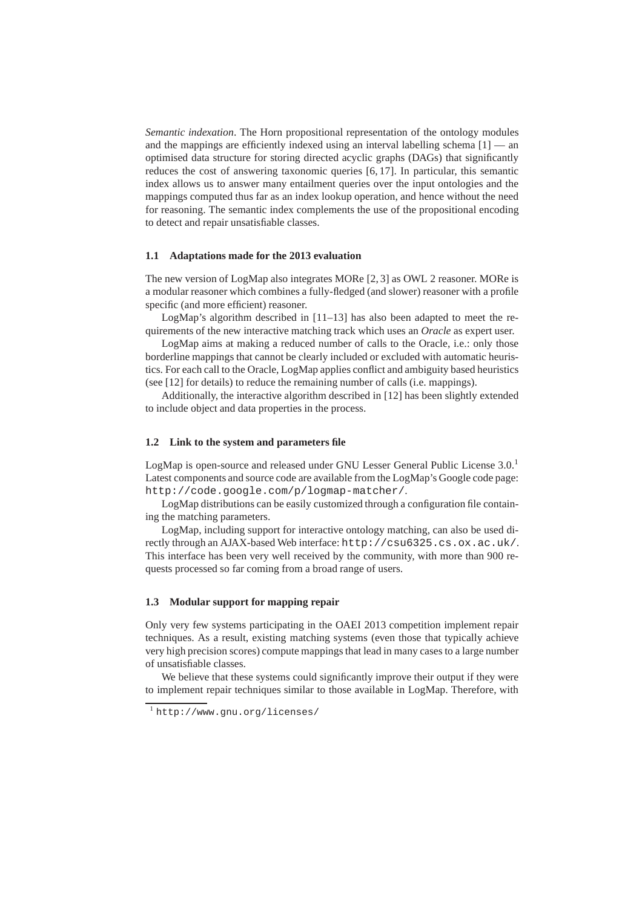*Semantic indexation*. The Horn propositional representation of the ontology modules and the mappings are efficiently indexed using an interval labelling schema [1] — an optimised data structure for storing directed acyclic graphs (DAGs) that significantly reduces the cost of answering taxonomic queries [6, 17]. In particular, this semantic index allows us to answer many entailment queries over the input ontologies and the mappings computed thus far as an index lookup operation, and hence without the need for reasoning. The semantic index complements the use of the propositional encoding to detect and repair unsatisfiable classes.

### 1.1 Adaptations made for the 2013 evaluation

The new version of LogMap also integrates MORe [2, 3] as OWL 2 reasoner. MORe is a modular reasoner which combines a fully-fledged (and slower) reasoner with a profile specific (and more efficient) reasoner.

LogMap's algorithm described in [11–13] has also been adapted to meet the requirements of the new interactive matching track which uses an *Oracle* as expert user.

LogMap aims at making a reduced number of calls to the Oracle, i.e.: only those borderline mappings that cannot be clearly included or excluded with automatic heuristics. For each call to the Oracle, LogMap applies conflict and ambiguity based heuristics (see [12] for details) to reduce the remaining number of calls (i.e. mappings).

Additionally, the interactive algorithm described in [12] has been slightly extended to include object and data properties in the process.

### 1.2 Link to the system and parameters file

LogMap is open-source and released under GNU Lesser General Public License 3.0.[1] Latest components and source code are available from the LogMap's Google code page: `http://code.google.com/p/logmap-matcher/`.

LogMap distributions can be easily customized through a configuration file containing the matching parameters.

LogMap, including support for interactive ontology matching, can also be used directly through an AJAX-based Web interface: `http://csu6325.cs.ox.ac.uk/`. This interface has been very well received by the community, with more than 900 requests processed so far coming from a broad range of users.

### 1.3 Modular support for mapping repair

Only very few systems participating in the OAEI 2013 competition implement repair techniques. As a result, existing matching systems (even those that typically achieve very high precision scores) compute mappings that lead in many cases to a large number of unsatisfiable classes.

We believe that these systems could significantly improve their output if they were to implement repair techniques similar to those available in LogMap. Therefore, with

[1] `http://www.gnu.org/licenses/`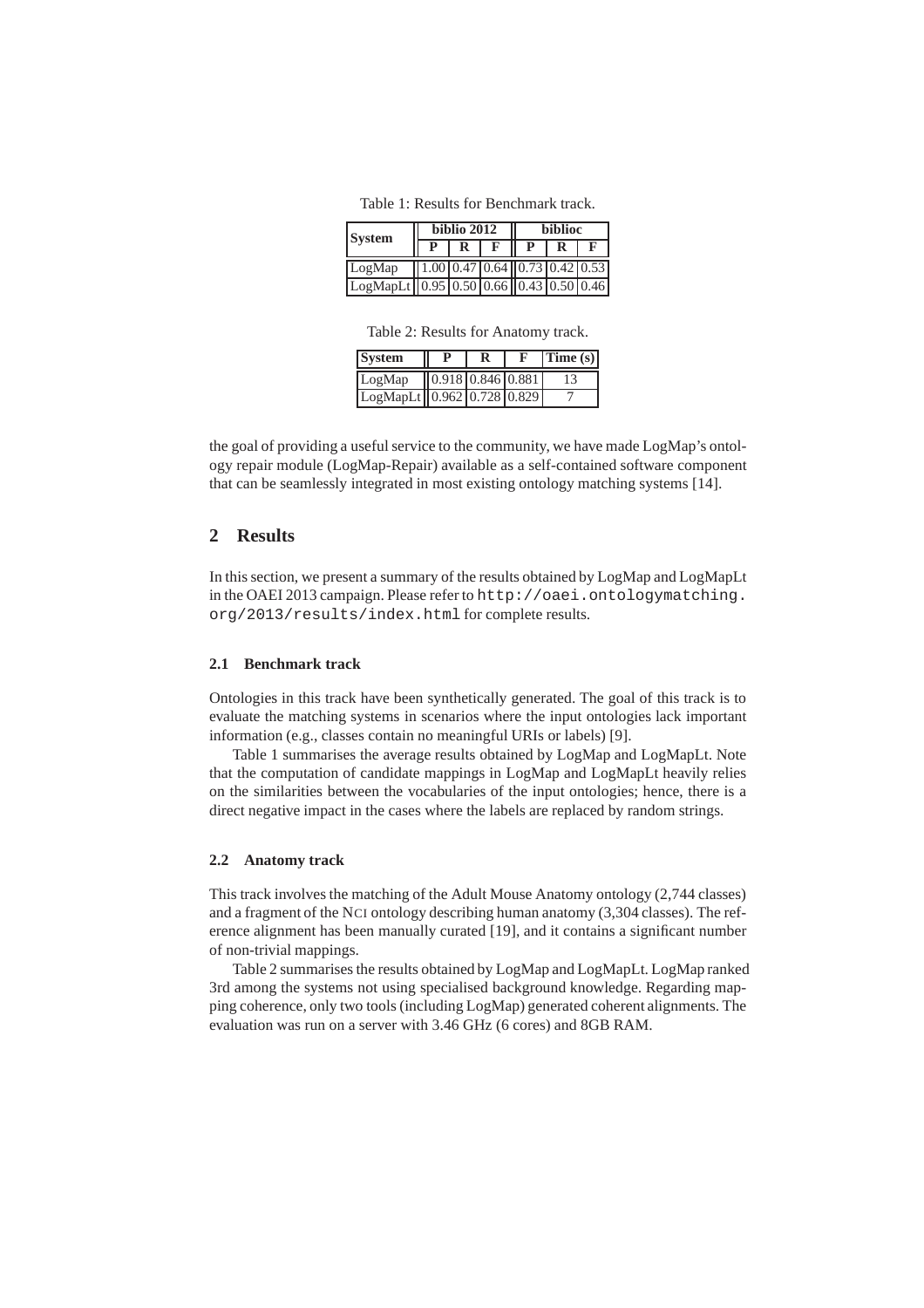Table 1: Results for Benchmark track.

| System | biblio 2012 | | | biblioc | | |
|---|---|---|---|---|---|---|
| | P | R | F | P | R | F |
| LogMap | 1.00 | 0.47 | 0.64 | 0.73 | 0.42 | 0.53 |
| LogMapLt | 0.95 | 0.50 | 0.66 | 0.43 | 0.50 | 0.46 |

Table 2: Results for Anatomy track.

| System | P | R | F | Time (s) |
|---|---|---|---|---|
| LogMap | 0.918 | 0.846 | 0.881 | 13 |
| LogMapLt | 0.962 | 0.728 | 0.829 | 7 |

the goal of providing a useful service to the community, we have made LogMap's ontology repair module (LogMap-Repair) available as a self-contained software component that can be seamlessly integrated in most existing ontology matching systems [14].

## 2 Results

In this section, we present a summary of the results obtained by LogMap and LogMapLt in the OAEI 2013 campaign. Please refer to `http://oaei.ontologymatching.org/2013/results/index.html` for complete results.

### 2.1 Benchmark track

Ontologies in this track have been synthetically generated. The goal of this track is to evaluate the matching systems in scenarios where the input ontologies lack important information (e.g., classes contain no meaningful URIs or labels) [9].

Table 1 summarises the average results obtained by LogMap and LogMapLt. Note that the computation of candidate mappings in LogMap and LogMapLt heavily relies on the similarities between the vocabularies of the input ontologies; hence, there is a direct negative impact in the cases where the labels are replaced by random strings.

### 2.2 Anatomy track

This track involves the matching of the Adult Mouse Anatomy ontology (2,744 classes) and a fragment of the NCI ontology describing human anatomy (3,304 classes). The reference alignment has been manually curated [19], and it contains a significant number of non-trivial mappings.

Table 2 summarises the results obtained by LogMap and LogMapLt. LogMap ranked 3rd among the systems not using specialised background knowledge. Regarding mapping coherence, only two tools (including LogMap) generated coherent alignments. The evaluation was run on a server with 3.46 GHz (6 cores) and 8GB RAM.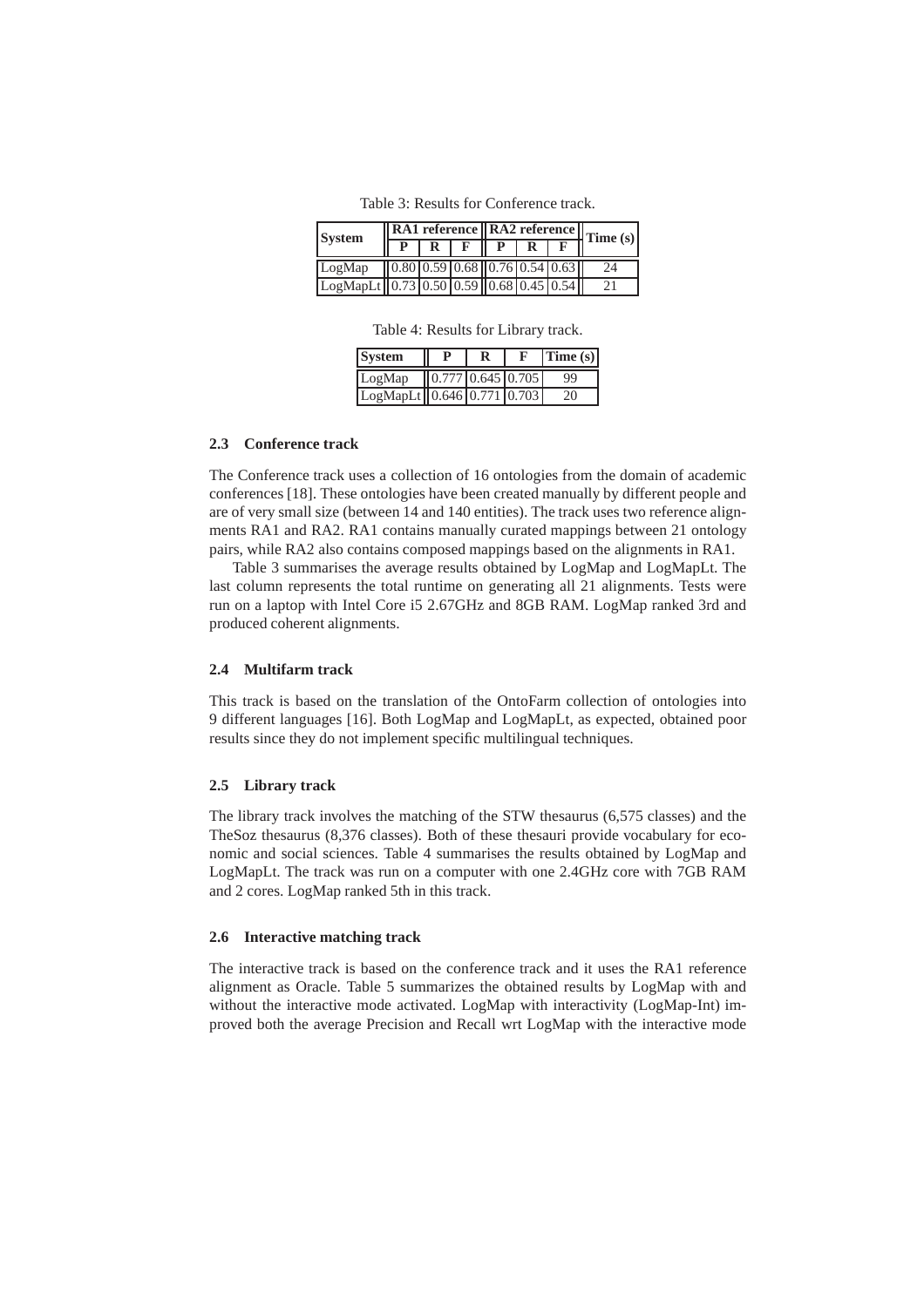Table 3: Results for Conference track.

| System | RA1 reference | | | RA2 reference | | | Time (s) |
|---|---|---|---|---|---|---|---|
| | P | R | F | P | R | F | |
| LogMap | 0.80 | 0.59 | 0.68 | 0.76 | 0.54 | 0.63 | 24 |
| LogMapLt | 0.73 | 0.50 | 0.59 | 0.68 | 0.45 | 0.54 | 21 |

Table 4: Results for Library track.

| System | P | R | F | Time (s) |
|---|---|---|---|---|
| LogMap | 0.777 | 0.645 | 0.705 | 99 |
| LogMapLt | 0.646 | 0.771 | 0.703 | 20 |

### 2.3 Conference track

The Conference track uses a collection of 16 ontologies from the domain of academic conferences [18]. These ontologies have been created manually by different people and are of very small size (between 14 and 140 entities). The track uses two reference alignments RA1 and RA2. RA1 contains manually curated mappings between 21 ontology pairs, while RA2 also contains composed mappings based on the alignments in RA1.

Table 3 summarises the average results obtained by LogMap and LogMapLt. The last column represents the total runtime on generating all 21 alignments. Tests were run on a laptop with Intel Core i5 2.67GHz and 8GB RAM. LogMap ranked 3rd and produced coherent alignments.

### 2.4 Multifarm track

This track is based on the translation of the OntoFarm collection of ontologies into 9 different languages [16]. Both LogMap and LogMapLt, as expected, obtained poor results since they do not implement specific multilingual techniques.

### 2.5 Library track

The library track involves the matching of the STW thesaurus (6,575 classes) and the TheSoz thesaurus (8,376 classes). Both of these thesauri provide vocabulary for economic and social sciences. Table 4 summarises the results obtained by LogMap and LogMapLt. The track was run on a computer with one 2.4GHz core with 7GB RAM and 2 cores. LogMap ranked 5th in this track.

### 2.6 Interactive matching track

The interactive track is based on the conference track and it uses the RA1 reference alignment as Oracle. Table 5 summarizes the obtained results by LogMap with and without the interactive mode activated. LogMap with interactivity (LogMap-Int) improved both the average Precision and Recall wrt LogMap with the interactive mode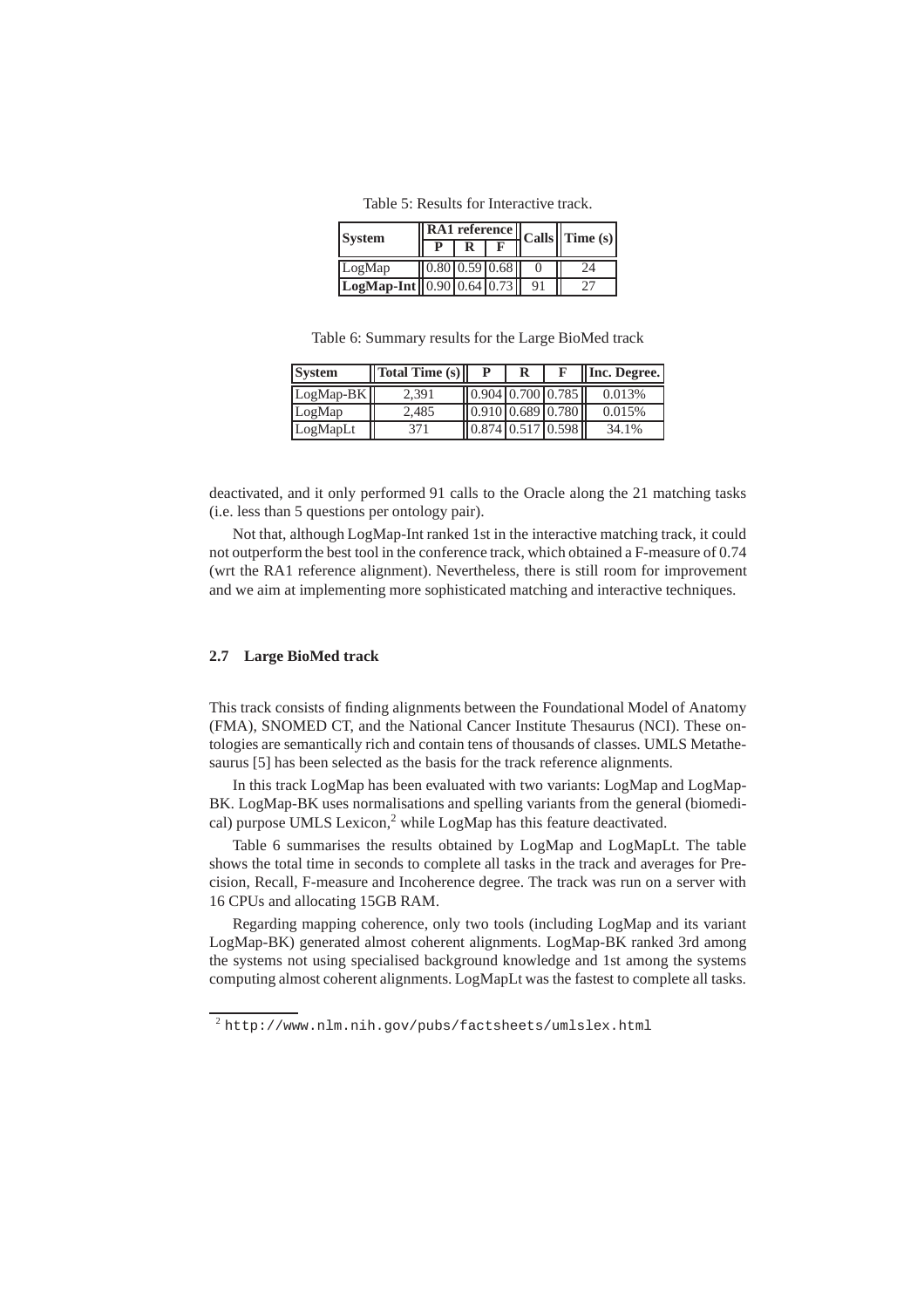Table 5: Results for Interactive track.

| System | RA1 reference | | | Calls | Time (s) |
|---|---|---|---|---|---|
| | P | R | F | | |
| LogMap | 0.80 | 0.59 | 0.68 | 0 | 24 |
| **LogMap-Int** | 0.90 | 0.64 | 0.73 | 91 | 27 |

Table 6: Summary results for the Large BioMed track

| System | Total Time (s) | P | R | F | Inc. Degree. |
|---|---|---|---|---|---|
| LogMap-BK | 2,391 | 0.904 | 0.700 | 0.785 | 0.013% |
| LogMap | 2,485 | 0.910 | 0.689 | 0.780 | 0.015% |
| LogMapLt | 371 | 0.874 | 0.517 | 0.598 | 34.1% |

deactivated, and it only performed 91 calls to the Oracle along the 21 matching tasks (i.e. less than 5 questions per ontology pair).

Not that, although LogMap-Int ranked 1st in the interactive matching track, it could not outperform the best tool in the conference track, which obtained a F-measure of 0.74 (wrt the RA1 reference alignment). Nevertheless, there is still room for improvement and we aim at implementing more sophisticated matching and interactive techniques.

### 2.7 Large BioMed track

This track consists of finding alignments between the Foundational Model of Anatomy (FMA), SNOMED CT, and the National Cancer Institute Thesaurus (NCI). These ontologies are semantically rich and contain tens of thousands of classes. UMLS Metathesaurus [5] has been selected as the basis for the track reference alignments.

In this track LogMap has been evaluated with two variants: LogMap and LogMap-BK. LogMap-BK uses normalisations and spelling variants from the general (biomedical) purpose UMLS Lexicon,[2] while LogMap has this feature deactivated.

Table 6 summarises the results obtained by LogMap and LogMapLt. The table shows the total time in seconds to complete all tasks in the track and averages for Precision, Recall, F-measure and Incoherence degree. The track was run on a server with 16 CPUs and allocating 15GB RAM.

Regarding mapping coherence, only two tools (including LogMap and its variant LogMap-BK) generated almost coherent alignments. LogMap-BK ranked 3rd among the systems not using specialised background knowledge and 1st among the systems computing almost coherent alignments. LogMapLt was the fastest to complete all tasks.

[2] `http://www.nlm.nih.gov/pubs/factsheets/umlslex.html`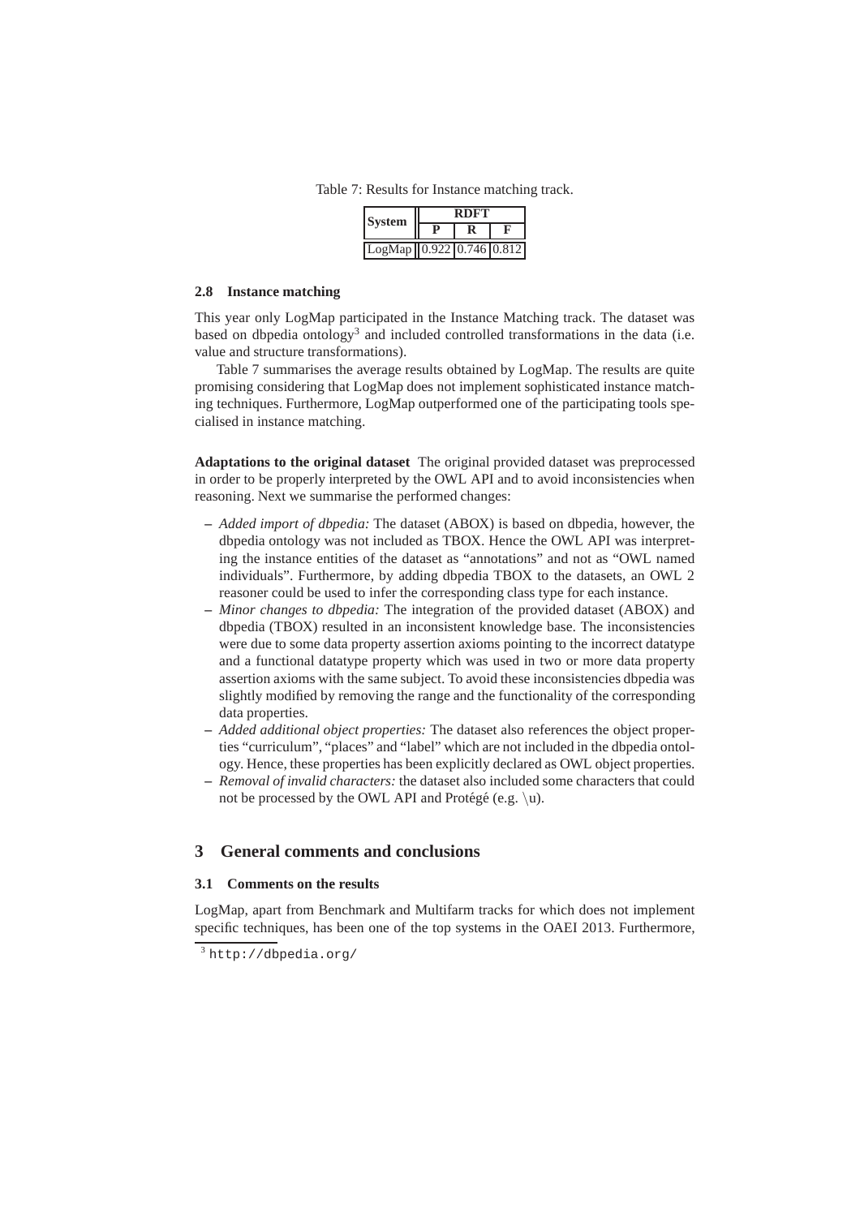Table 7: Results for Instance matching track.

| System | RDFT | | |
|---|---|---|---|
| | P | R | F |
| LogMap | 0.922 | 0.746 | 0.812 |

### 2.8 Instance matching

This year only LogMap participated in the Instance Matching track. The dataset was based on dbpedia ontology[3] and included controlled transformations in the data (i.e. value and structure transformations).

Table 7 summarises the average results obtained by LogMap. The results are quite promising considering that LogMap does not implement sophisticated instance matching techniques. Furthermore, LogMap outperformed one of the participating tools specialised in instance matching.

**Adaptations to the original dataset** The original provided dataset was preprocessed in order to be properly interpreted by the OWL API and to avoid inconsistencies when reasoning. Next we summarise the performed changes:

- *Added import of dbpedia:* The dataset (ABOX) is based on dbpedia, however, the dbpedia ontology was not included as TBOX. Hence the OWL API was interpreting the instance entities of the dataset as "annotations" and not as "OWL named individuals". Furthermore, by adding dbpedia TBOX to the datasets, an OWL 2 reasoner could be used to infer the corresponding class type for each instance.
- *Minor changes to dbpedia:* The integration of the provided dataset (ABOX) and dbpedia (TBOX) resulted in an inconsistent knowledge base. The inconsistencies were due to some data property assertion axioms pointing to the incorrect datatype and a functional datatype property which was used in two or more data property assertion axioms with the same subject. To avoid these inconsistencies dbpedia was slightly modified by removing the range and the functionality of the corresponding data properties.
- *Added additional object properties:* The dataset also references the object properties "curriculum", "places" and "label" which are not included in the dbpedia ontology. Hence, these properties has been explicitly declared as OWL object properties.
- *Removal of invalid characters:* the dataset also included some characters that could not be processed by the OWL API and Protégé (e.g. \u).

## 3 General comments and conclusions

### 3.1 Comments on the results

LogMap, apart from Benchmark and Multifarm tracks for which does not implement specific techniques, has been one of the top systems in the OAEI 2013. Furthermore,

[3] http://dbpedia.org/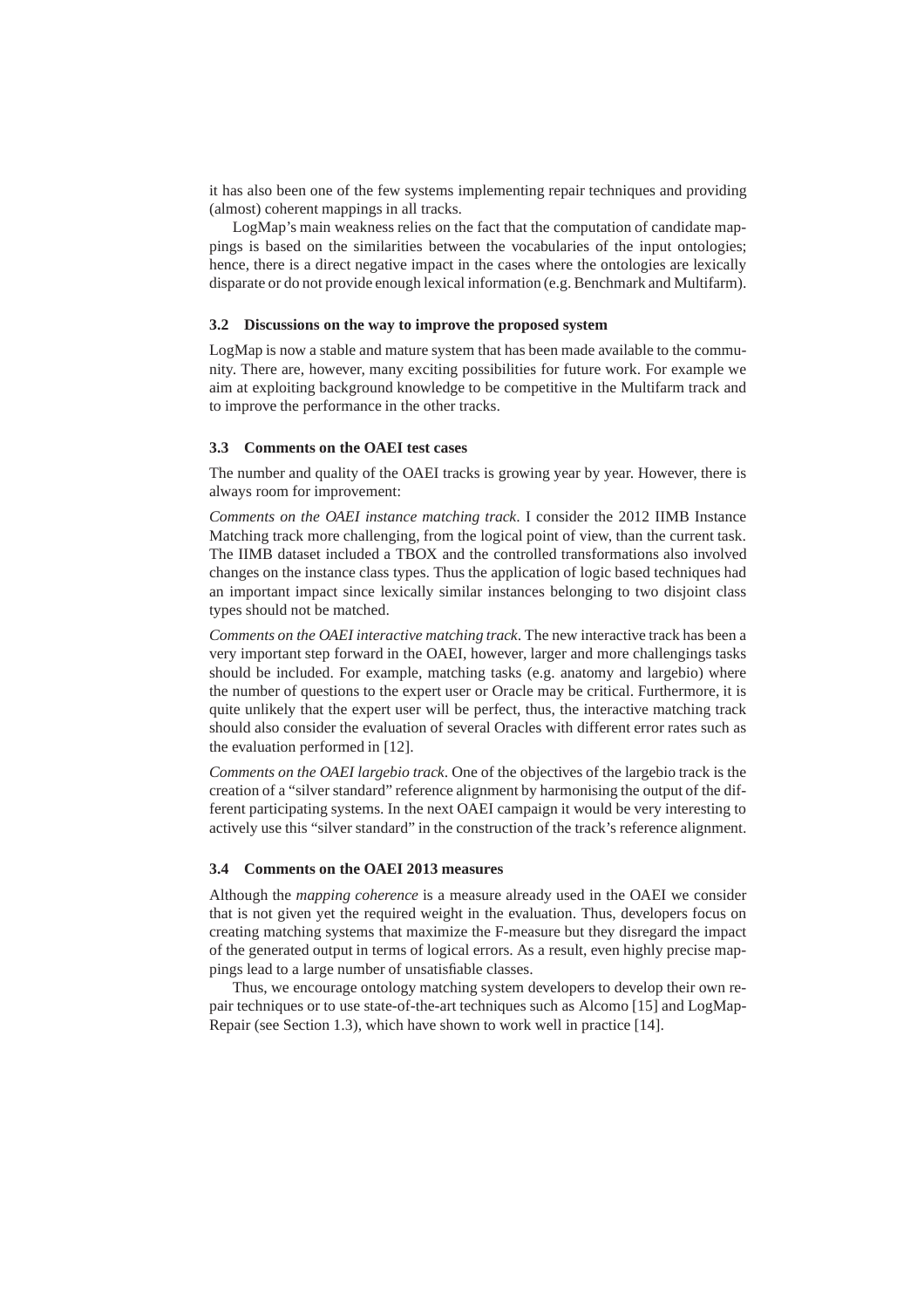it has also been one of the few systems implementing repair techniques and providing (almost) coherent mappings in all tracks.

LogMap's main weakness relies on the fact that the computation of candidate mappings is based on the similarities between the vocabularies of the input ontologies; hence, there is a direct negative impact in the cases where the ontologies are lexically disparate or do not provide enough lexical information (e.g. Benchmark and Multifarm).

### 3.2 Discussions on the way to improve the proposed system

LogMap is now a stable and mature system that has been made available to the community. There are, however, many exciting possibilities for future work. For example we aim at exploiting background knowledge to be competitive in the Multifarm track and to improve the performance in the other tracks.

### 3.3 Comments on the OAEI test cases

The number and quality of the OAEI tracks is growing year by year. However, there is always room for improvement:

*Comments on the OAEI instance matching track*. I consider the 2012 IIMB Instance Matching track more challenging, from the logical point of view, than the current task. The IIMB dataset included a TBOX and the controlled transformations also involved changes on the instance class types. Thus the application of logic based techniques had an important impact since lexically similar instances belonging to two disjoint class types should not be matched.

*Comments on the OAEI interactive matching track*. The new interactive track has been a very important step forward in the OAEI, however, larger and more challengings tasks should be included. For example, matching tasks (e.g. anatomy and largebio) where the number of questions to the expert user or Oracle may be critical. Furthermore, it is quite unlikely that the expert user will be perfect, thus, the interactive matching track should also consider the evaluation of several Oracles with different error rates such as the evaluation performed in [12].

*Comments on the OAEI largebio track*. One of the objectives of the largebio track is the creation of a "silver standard" reference alignment by harmonising the output of the different participating systems. In the next OAEI campaign it would be very interesting to actively use this "silver standard" in the construction of the track's reference alignment.

### 3.4 Comments on the OAEI 2013 measures

Although the *mapping coherence* is a measure already used in the OAEI we consider that is not given yet the required weight in the evaluation. Thus, developers focus on creating matching systems that maximize the F-measure but they disregard the impact of the generated output in terms of logical errors. As a result, even highly precise mappings lead to a large number of unsatisfiable classes.

Thus, we encourage ontology matching system developers to develop their own repair techniques or to use state-of-the-art techniques such as Alcomo [15] and LogMap-Repair (see Section 1.3), which have shown to work well in practice [14].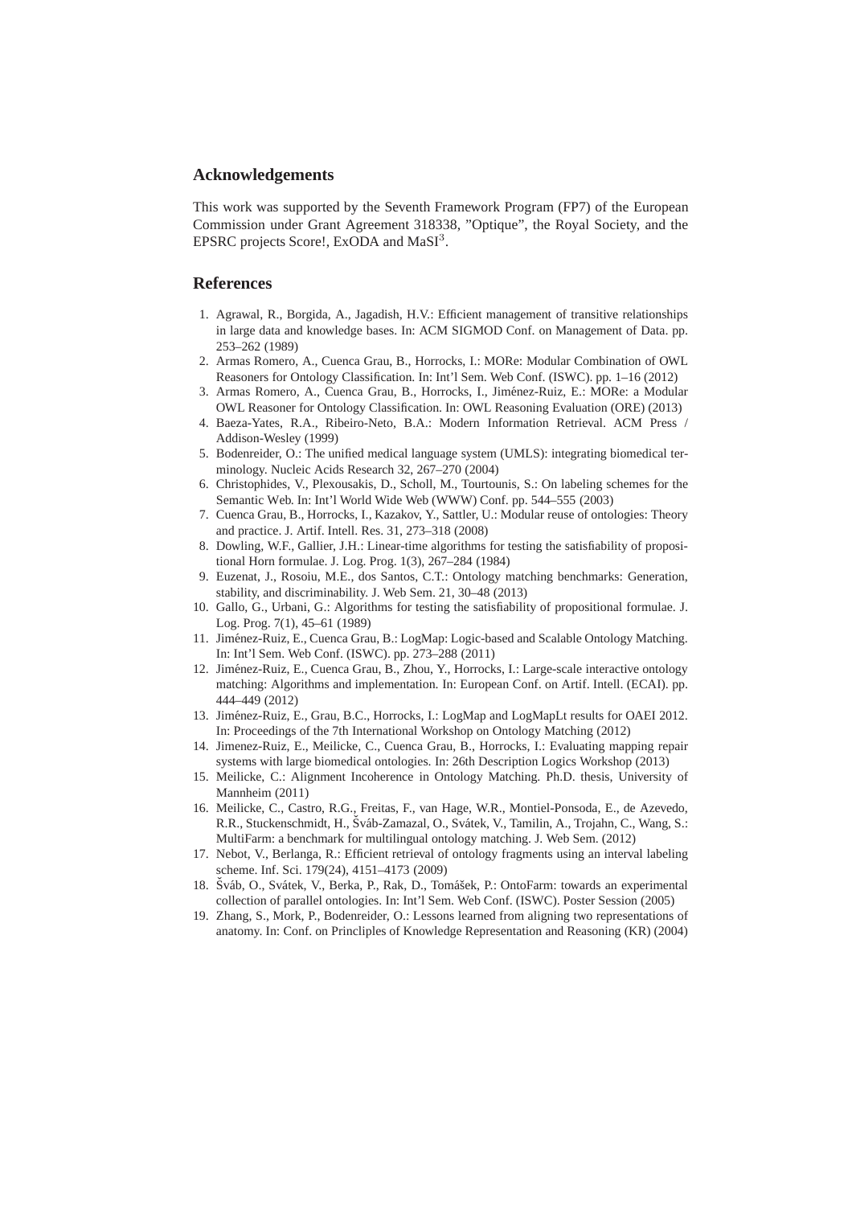## Acknowledgements

This work was supported by the Seventh Framework Program (FP7) of the European Commission under Grant Agreement 318338, "Optique", the Royal Society, and the EPSRC projects Score!, ExODA and MaSI[3].

## References

1. Agrawal, R., Borgida, A., Jagadish, H.V.: Efficient management of transitive relationships in large data and knowledge bases. In: ACM SIGMOD Conf. on Management of Data. pp. 253–262 (1989)
2. Armas Romero, A., Cuenca Grau, B., Horrocks, I.: MORe: Modular Combination of OWL Reasoners for Ontology Classification. In: Int'l Sem. Web Conf. (ISWC). pp. 1–16 (2012)
3. Armas Romero, A., Cuenca Grau, B., Horrocks, I., Jiménez-Ruiz, E.: MORe: a Modular OWL Reasoner for Ontology Classification. In: OWL Reasoning Evaluation (ORE) (2013)
4. Baeza-Yates, R.A., Ribeiro-Neto, B.A.: Modern Information Retrieval. ACM Press / Addison-Wesley (1999)
5. Bodenreider, O.: The unified medical language system (UMLS): integrating biomedical terminology. Nucleic Acids Research 32, 267–270 (2004)
6. Christophides, V., Plexousakis, D., Scholl, M., Tourtounis, S.: On labeling schemes for the Semantic Web. In: Int'l World Wide Web (WWW) Conf. pp. 544–555 (2003)
7. Cuenca Grau, B., Horrocks, I., Kazakov, Y., Sattler, U.: Modular reuse of ontologies: Theory and practice. J. Artif. Intell. Res. 31, 273–318 (2008)
8. Dowling, W.F., Gallier, J.H.: Linear-time algorithms for testing the satisfiability of propositional Horn formulae. J. Log. Prog. 1(3), 267–284 (1984)
9. Euzenat, J., Rosoiu, M.E., dos Santos, C.T.: Ontology matching benchmarks: Generation, stability, and discriminability. J. Web Sem. 21, 30–48 (2013)
10. Gallo, G., Urbani, G.: Algorithms for testing the satisfiability of propositional formulae. J. Log. Prog. 7(1), 45–61 (1989)
11. Jiménez-Ruiz, E., Cuenca Grau, B.: LogMap: Logic-based and Scalable Ontology Matching. In: Int'l Sem. Web Conf. (ISWC). pp. 273–288 (2011)
12. Jiménez-Ruiz, E., Cuenca Grau, B., Zhou, Y., Horrocks, I.: Large-scale interactive ontology matching: Algorithms and implementation. In: European Conf. on Artif. Intell. (ECAI). pp. 444–449 (2012)
13. Jiménez-Ruiz, E., Grau, B.C., Horrocks, I.: LogMap and LogMapLt results for OAEI 2012. In: Proceedings of the 7th International Workshop on Ontology Matching (2012)
14. Jimenez-Ruiz, E., Meilicke, C., Cuenca Grau, B., Horrocks, I.: Evaluating mapping repair systems with large biomedical ontologies. In: 26th Description Logics Workshop (2013)
15. Meilicke, C.: Alignment Incoherence in Ontology Matching. Ph.D. thesis, University of Mannheim (2011)
16. Meilicke, C., Castro, R.G., Freitas, F., van Hage, W.R., Montiel-Ponsoda, E., de Azevedo, R.R., Stuckenschmidt, H., Šváb-Zamazal, O., Svátek, V., Tamilin, A., Trojahn, C., Wang, S.: MultiFarm: a benchmark for multilingual ontology matching. J. Web Sem. (2012)
17. Nebot, V., Berlanga, R.: Efficient retrieval of ontology fragments using an interval labeling scheme. Inf. Sci. 179(24), 4151–4173 (2009)
18. Šváb, O., Svátek, V., Berka, P., Rak, D., Tomášek, P.: OntoFarm: towards an experimental collection of parallel ontologies. In: Int'l Sem. Web Conf. (ISWC). Poster Session (2005)
19. Zhang, S., Mork, P., Bodenreider, O.: Lessons learned from aligning two representations of anatomy. In: Conf. on Principles of Knowledge Representation and Reasoning (KR) (2004)